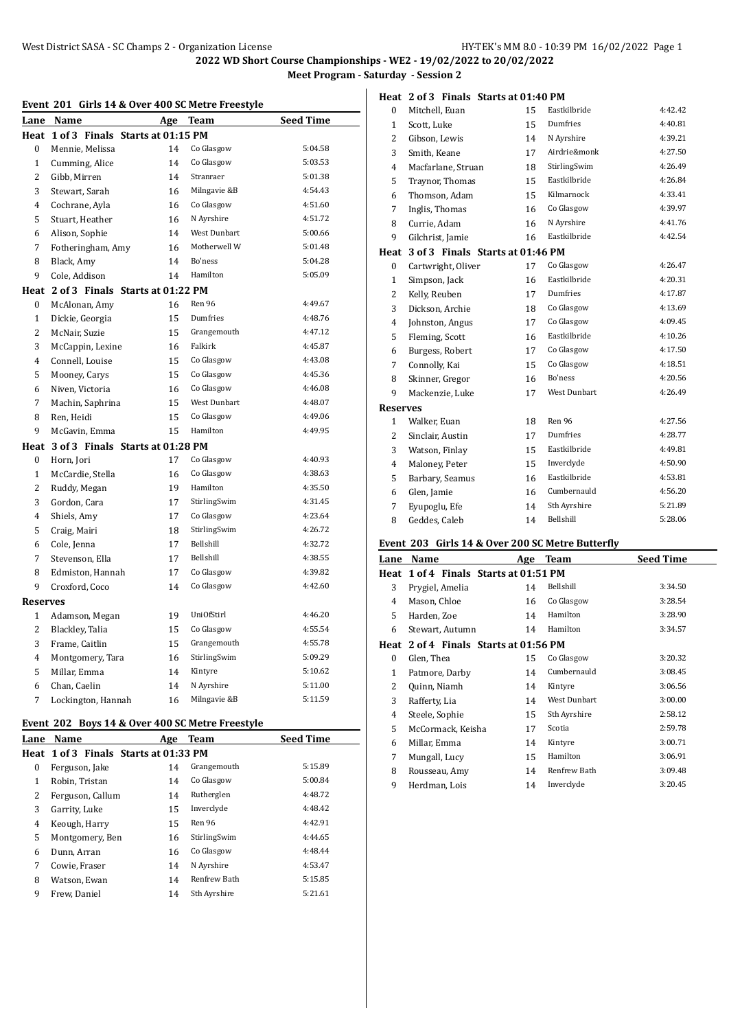## 2022 WD Short Course Championships - WE2 - 19/02/2022 to 20/02/2022

### Meet Program - Saturday - Session 2

#### Event 201 Girls 14 & Over 400 SC Metre Freestyle

| Lane | Name | Age | Team | Seed Time |
|---|---|---|---|---|
| **Heat 1 of 3 Finals Starts at 01:15 PM** | | | | |
| 0 | Mennie, Melissa | 14 | Co Glasgow | 5:04.58 |
| 1 | Cumming, Alice | 14 | Co Glasgow | 5:03.53 |
| 2 | Gibb, Mirren | 14 | Stranraer | 5:01.38 |
| 3 | Stewart, Sarah | 16 | Milngavie &B | 4:54.43 |
| 4 | Cochrane, Ayla | 16 | Co Glasgow | 4:51.60 |
| 5 | Stuart, Heather | 16 | N Ayrshire | 4:51.72 |
| 6 | Alison, Sophie | 14 | West Dunbart | 5:00.66 |
| 7 | Fotheringham, Amy | 16 | Motherwell W | 5:01.48 |
| 8 | Black, Amy | 14 | Bo'ness | 5:04.28 |
| 9 | Cole, Addison | 14 | Hamilton | 5:05.09 |
| **Heat 2 of 3 Finals Starts at 01:22 PM** | | | | |
| 0 | McAlonan, Amy | 16 | Ren 96 | 4:49.67 |
| 1 | Dickie, Georgia | 15 | Dumfries | 4:48.76 |
| 2 | McNair, Suzie | 15 | Grangemouth | 4:47.12 |
| 3 | McCappin, Lexine | 16 | Falkirk | 4:45.87 |
| 4 | Connell, Louise | 15 | Co Glasgow | 4:43.08 |
| 5 | Mooney, Carys | 15 | Co Glasgow | 4:45.36 |
| 6 | Niven, Victoria | 16 | Co Glasgow | 4:46.08 |
| 7 | Machin, Saphrina | 15 | West Dunbart | 4:48.07 |
| 8 | Ren, Heidi | 15 | Co Glasgow | 4:49.06 |
| 9 | McGavin, Emma | 15 | Hamilton | 4:49.95 |
| **Heat 3 of 3 Finals Starts at 01:28 PM** | | | | |
| 0 | Horn, Jori | 17 | Co Glasgow | 4:40.93 |
| 1 | McCardie, Stella | 16 | Co Glasgow | 4:38.63 |
| 2 | Ruddy, Megan | 19 | Hamilton | 4:35.50 |
| 3 | Gordon, Cara | 17 | StirlingSwim | 4:31.45 |
| 4 | Shiels, Amy | 17 | Co Glasgow | 4:23.64 |
| 5 | Craig, Mairi | 18 | StirlingSwim | 4:26.72 |
| 6 | Cole, Jenna | 17 | Bellshill | 4:32.72 |
| 7 | Stevenson, Ella | 17 | Bellshill | 4:38.55 |
| 8 | Edmiston, Hannah | 17 | Co Glasgow | 4:39.82 |
| 9 | Croxford, Coco | 14 | Co Glasgow | 4:42.60 |
| **Reserves** | | | | |
| 1 | Adamson, Megan | 19 | UniOfStirl | 4:46.20 |
| 2 | Blackley, Talia | 15 | Co Glasgow | 4:55.54 |
| 3 | Frame, Caitlin | 15 | Grangemouth | 4:55.78 |
| 4 | Montgomery, Tara | 16 | StirlingSwim | 5:09.29 |
| 5 | Millar, Emma | 14 | Kintyre | 5:10.62 |
| 6 | Chan, Caelin | 14 | N Ayrshire | 5:11.00 |
| 7 | Lockington, Hannah | 16 | Milngavie &B | 5:11.59 |

#### Event 202 Boys 14 & Over 400 SC Metre Freestyle

| Lane | Name | Age | Team | Seed Time |
|---|---|---|---|---|
| **Heat 1 of 3 Finals Starts at 01:33 PM** | | | | |
| 0 | Ferguson, Jake | 14 | Grangemouth | 5:15.89 |
| 1 | Robin, Tristan | 14 | Co Glasgow | 5:00.84 |
| 2 | Ferguson, Callum | 14 | Rutherglen | 4:48.72 |
| 3 | Garrity, Luke | 15 | Inverclyde | 4:48.42 |
| 4 | Keough, Harry | 15 | Ren 96 | 4:42.91 |
| 5 | Montgomery, Ben | 16 | StirlingSwim | 4:44.65 |
| 6 | Dunn, Arran | 16 | Co Glasgow | 4:48.44 |
| 7 | Cowie, Fraser | 14 | N Ayrshire | 4:53.47 |
| 8 | Watson, Ewan | 14 | Renfrew Bath | 5:15.85 |
| 9 | Frew, Daniel | 14 | Sth Ayrshire | 5:21.61 |
| **Heat 2 of 3 Finals Starts at 01:40 PM** | | | | |
| 0 | Mitchell, Euan | 15 | Eastkilbride | 4:42.42 |
| 1 | Scott, Luke | 15 | Dumfries | 4:40.81 |
| 2 | Gibson, Lewis | 14 | N Ayrshire | 4:39.21 |
| 3 | Smith, Keane | 17 | Airdrie&monk | 4:27.50 |
| 4 | Macfarlane, Struan | 18 | StirlingSwim | 4:26.49 |
| 5 | Traynor, Thomas | 15 | Eastkilbride | 4:26.84 |
| 6 | Thomson, Adam | 15 | Kilmarnock | 4:33.41 |
| 7 | Inglis, Thomas | 16 | Co Glasgow | 4:39.97 |
| 8 | Currie, Adam | 16 | N Ayrshire | 4:41.76 |
| 9 | Gilchrist, Jamie | 16 | Eastkilbride | 4:42.54 |
| **Heat 3 of 3 Finals Starts at 01:46 PM** | | | | |
| 0 | Cartwright, Oliver | 17 | Co Glasgow | 4:26.47 |
| 1 | Simpson, Jack | 16 | Eastkilbride | 4:20.31 |
| 2 | Kelly, Reuben | 17 | Dumfries | 4:17.87 |
| 3 | Dickson, Archie | 18 | Co Glasgow | 4:13.69 |
| 4 | Johnston, Angus | 17 | Co Glasgow | 4:09.45 |
| 5 | Fleming, Scott | 16 | Eastkilbride | 4:10.26 |
| 6 | Burgess, Robert | 17 | Co Glasgow | 4:17.50 |
| 7 | Connolly, Kai | 15 | Co Glasgow | 4:18.51 |
| 8 | Skinner, Gregor | 16 | Bo'ness | 4:20.56 |
| 9 | Mackenzie, Luke | 17 | West Dunbart | 4:26.49 |
| **Reserves** | | | | |
| 1 | Walker, Euan | 18 | Ren 96 | 4:27.56 |
| 2 | Sinclair, Austin | 17 | Dumfries | 4:28.77 |
| 3 | Watson, Finlay | 15 | Eastkilbride | 4:49.81 |
| 4 | Maloney, Peter | 15 | Inverclyde | 4:50.90 |
| 5 | Barbary, Seamus | 16 | Eastkilbride | 4:53.81 |
| 6 | Glen, Jamie | 16 | Cumbernauld | 4:56.20 |
| 7 | Eyupoglu, Efe | 14 | Sth Ayrshire | 5:21.89 |
| 8 | Geddes, Caleb | 14 | Bellshill | 5:28.06 |

#### Event 203 Girls 14 & Over 200 SC Metre Butterfly

| Lane | Name | Age | Team | Seed Time |
|---|---|---|---|---|
| **Heat 1 of 4 Finals Starts at 01:51 PM** | | | | |
| 3 | Prygiel, Amelia | 14 | Bellshill | 3:34.50 |
| 4 | Mason, Chloe | 16 | Co Glasgow | 3:28.54 |
| 5 | Harden, Zoe | 14 | Hamilton | 3:28.90 |
| 6 | Stewart, Autumn | 14 | Hamilton | 3:34.57 |
| **Heat 2 of 4 Finals Starts at 01:56 PM** | | | | |
| 0 | Glen, Thea | 15 | Co Glasgow | 3:20.32 |
| 1 | Patmore, Darby | 14 | Cumbernauld | 3:08.45 |
| 2 | Quinn, Niamh | 14 | Kintyre | 3:06.56 |
| 3 | Rafferty, Lia | 14 | West Dunbart | 3:00.00 |
| 4 | Steele, Sophie | 15 | Sth Ayrshire | 2:58.12 |
| 5 | McCormack, Keisha | 17 | Scotia | 2:59.78 |
| 6 | Millar, Emma | 14 | Kintyre | 3:00.71 |
| 7 | Mungall, Lucy | 15 | Hamilton | 3:06.91 |
| 8 | Rousseau, Amy | 14 | Renfrew Bath | 3:09.48 |
| 9 | Herdman, Lois | 14 | Inverclyde | 3:20.45 |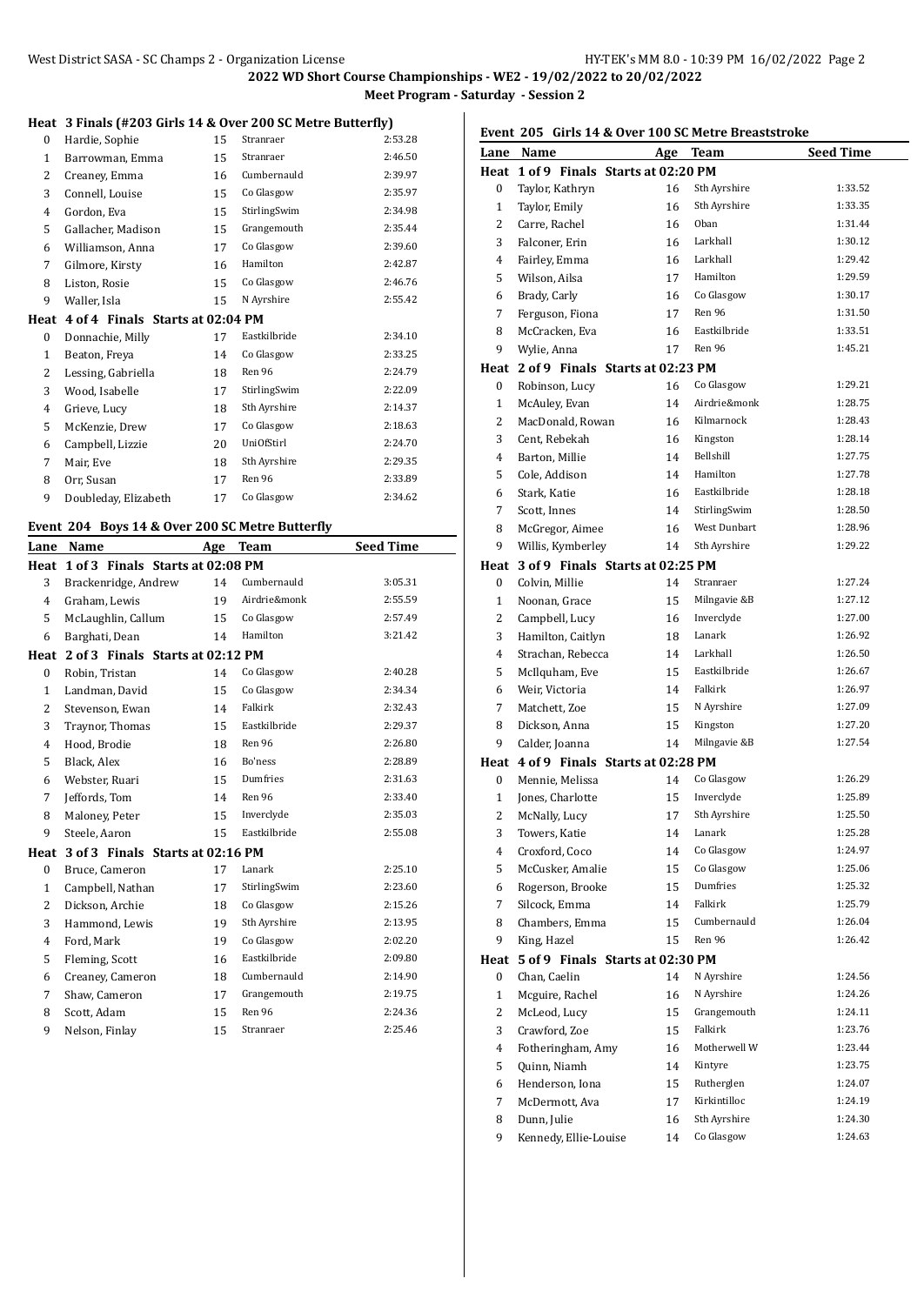## 2022 WD Short Course Championships - WE2 - 19/02/2022 to 20/02/2022

### Meet Program - Saturday - Session 2

**Heat 3 Finals (#203 Girls 14 & Over 200 SC Metre Butterfly)**

| Lane | Name | Age | Team | Seed Time |
|---|---|---|---|---|
| 0 | Hardie, Sophie | 15 | Stranraer | 2:53.28 |
| 1 | Barrowman, Emma | 15 | Stranraer | 2:46.50 |
| 2 | Creaney, Emma | 16 | Cumbernauld | 2:39.97 |
| 3 | Connell, Louise | 15 | Co Glasgow | 2:35.97 |
| 4 | Gordon, Eva | 15 | StirlingSwim | 2:34.98 |
| 5 | Gallacher, Madison | 15 | Grangemouth | 2:35.44 |
| 6 | Williamson, Anna | 17 | Co Glasgow | 2:39.60 |
| 7 | Gilmore, Kirsty | 16 | Hamilton | 2:42.87 |
| 8 | Liston, Rosie | 15 | Co Glasgow | 2:46.76 |
| 9 | Waller, Isla | 15 | N Ayrshire | 2:55.42 |

**Heat 4 of 4 Finals Starts at 02:04 PM**

| Lane | Name | Age | Team | Seed Time |
|---|---|---|---|---|
| 0 | Donnachie, Milly | 17 | Eastkilbride | 2:34.10 |
| 1 | Beaton, Freya | 14 | Co Glasgow | 2:33.25 |
| 2 | Lessing, Gabriella | 18 | Ren 96 | 2:24.79 |
| 3 | Wood, Isabelle | 17 | StirlingSwim | 2:22.09 |
| 4 | Grieve, Lucy | 18 | Sth Ayrshire | 2:14.37 |
| 5 | McKenzie, Drew | 17 | Co Glasgow | 2:18.63 |
| 6 | Campbell, Lizzie | 20 | UniOfStirl | 2:24.70 |
| 7 | Mair, Eve | 18 | Sth Ayrshire | 2:29.35 |
| 8 | Orr, Susan | 17 | Ren 96 | 2:33.89 |
| 9 | Doubleday, Elizabeth | 17 | Co Glasgow | 2:34.62 |

### Event 204 Boys 14 & Over 200 SC Metre Butterfly

**Heat 1 of 3 Finals Starts at 02:08 PM**

| Lane | Name | Age | Team | Seed Time |
|---|---|---|---|---|
| 3 | Brackenridge, Andrew | 14 | Cumbernauld | 3:05.31 |
| 4 | Graham, Lewis | 19 | Airdrie&monk | 2:55.59 |
| 5 | McLaughlin, Callum | 15 | Co Glasgow | 2:57.49 |
| 6 | Barghati, Dean | 14 | Hamilton | 3:21.42 |

**Heat 2 of 3 Finals Starts at 02:12 PM**

| Lane | Name | Age | Team | Seed Time |
|---|---|---|---|---|
| 0 | Robin, Tristan | 14 | Co Glasgow | 2:40.28 |
| 1 | Landman, David | 15 | Co Glasgow | 2:34.34 |
| 2 | Stevenson, Ewan | 14 | Falkirk | 2:32.43 |
| 3 | Traynor, Thomas | 15 | Eastkilbride | 2:29.37 |
| 4 | Hood, Brodie | 18 | Ren 96 | 2:26.80 |
| 5 | Black, Alex | 16 | Bo'ness | 2:28.89 |
| 6 | Webster, Ruari | 15 | Dumfries | 2:31.63 |
| 7 | Jeffords, Tom | 14 | Ren 96 | 2:33.40 |
| 8 | Maloney, Peter | 15 | Inverclyde | 2:35.03 |
| 9 | Steele, Aaron | 15 | Eastkilbride | 2:55.08 |

**Heat 3 of 3 Finals Starts at 02:16 PM**

| Lane | Name | Age | Team | Seed Time |
|---|---|---|---|---|
| 0 | Bruce, Cameron | 17 | Lanark | 2:25.10 |
| 1 | Campbell, Nathan | 17 | StirlingSwim | 2:23.60 |
| 2 | Dickson, Archie | 18 | Co Glasgow | 2:15.26 |
| 3 | Hammond, Lewis | 19 | Sth Ayrshire | 2:13.95 |
| 4 | Ford, Mark | 19 | Co Glasgow | 2:02.20 |
| 5 | Fleming, Scott | 16 | Eastkilbride | 2:09.80 |
| 6 | Creaney, Cameron | 18 | Cumbernauld | 2:14.90 |
| 7 | Shaw, Cameron | 17 | Grangemouth | 2:19.75 |
| 8 | Scott, Adam | 15 | Ren 96 | 2:24.36 |
| 9 | Nelson, Finlay | 15 | Stranraer | 2:25.46 |

### Event 205 Girls 14 & Over 100 SC Metre Breaststroke

**Heat 1 of 9 Finals Starts at 02:20 PM**

| Lane | Name | Age | Team | Seed Time |
|---|---|---|---|---|
| 0 | Taylor, Kathryn | 16 | Sth Ayrshire | 1:33.52 |
| 1 | Taylor, Emily | 16 | Sth Ayrshire | 1:33.35 |
| 2 | Carre, Rachel | 16 | Oban | 1:31.44 |
| 3 | Falconer, Erin | 16 | Larkhall | 1:30.12 |
| 4 | Fairley, Emma | 16 | Larkhall | 1:29.42 |
| 5 | Wilson, Ailsa | 17 | Hamilton | 1:29.59 |
| 6 | Brady, Carly | 16 | Co Glasgow | 1:30.17 |
| 7 | Ferguson, Fiona | 17 | Ren 96 | 1:31.50 |
| 8 | McCracken, Eva | 16 | Eastkilbride | 1:33.51 |
| 9 | Wylie, Anna | 17 | Ren 96 | 1:45.21 |

**Heat 2 of 9 Finals Starts at 02:23 PM**

| Lane | Name | Age | Team | Seed Time |
|---|---|---|---|---|
| 0 | Robinson, Lucy | 16 | Co Glasgow | 1:29.21 |
| 1 | McAuley, Evan | 14 | Airdrie&monk | 1:28.75 |
| 2 | MacDonald, Rowan | 16 | Kilmarnock | 1:28.43 |
| 3 | Cent, Rebekah | 16 | Kingston | 1:28.14 |
| 4 | Barton, Millie | 14 | Bellshill | 1:27.75 |
| 5 | Cole, Addison | 14 | Hamilton | 1:27.78 |
| 6 | Stark, Katie | 16 | Eastkilbride | 1:28.18 |
| 7 | Scott, Innes | 14 | StirlingSwim | 1:28.50 |
| 8 | McGregor, Aimee | 16 | West Dunbart | 1:28.96 |
| 9 | Willis, Kymberley | 14 | Sth Ayrshire | 1:29.22 |

**Heat 3 of 9 Finals Starts at 02:25 PM**

| Lane | Name | Age | Team | Seed Time |
|---|---|---|---|---|
| 0 | Colvin, Millie | 14 | Stranraer | 1:27.24 |
| 1 | Noonan, Grace | 15 | Milngavie &B | 1:27.12 |
| 2 | Campbell, Lucy | 16 | Inverclyde | 1:27.00 |
| 3 | Hamilton, Caitlyn | 18 | Lanark | 1:26.92 |
| 4 | Strachan, Rebecca | 14 | Larkhall | 1:26.50 |
| 5 | McIlquham, Eve | 15 | Eastkilbride | 1:26.67 |
| 6 | Weir, Victoria | 14 | Falkirk | 1:26.97 |
| 7 | Matchett, Zoe | 15 | N Ayrshire | 1:27.09 |
| 8 | Dickson, Anna | 15 | Kingston | 1:27.20 |
| 9 | Calder, Joanna | 14 | Milngavie &B | 1:27.54 |

**Heat 4 of 9 Finals Starts at 02:28 PM**

| Lane | Name | Age | Team | Seed Time |
|---|---|---|---|---|
| 0 | Mennie, Melissa | 14 | Co Glasgow | 1:26.29 |
| 1 | Jones, Charlotte | 15 | Inverclyde | 1:25.89 |
| 2 | McNally, Lucy | 17 | Sth Ayrshire | 1:25.50 |
| 3 | Towers, Katie | 14 | Lanark | 1:25.28 |
| 4 | Croxford, Coco | 14 | Co Glasgow | 1:24.97 |
| 5 | McCusker, Amalie | 15 | Co Glasgow | 1:25.06 |
| 6 | Rogerson, Brooke | 15 | Dumfries | 1:25.32 |
| 7 | Silcock, Emma | 14 | Falkirk | 1:25.79 |
| 8 | Chambers, Emma | 15 | Cumbernauld | 1:26.04 |
| 9 | King, Hazel | 15 | Ren 96 | 1:26.42 |

**Heat 5 of 9 Finals Starts at 02:30 PM**

| Lane | Name | Age | Team | Seed Time |
|---|---|---|---|---|
| 0 | Chan, Caelin | 14 | N Ayrshire | 1:24.56 |
| 1 | Mcguire, Rachel | 16 | N Ayrshire | 1:24.26 |
| 2 | McLeod, Lucy | 15 | Grangemouth | 1:24.11 |
| 3 | Crawford, Zoe | 15 | Falkirk | 1:23.76 |
| 4 | Fotheringham, Amy | 16 | Motherwell W | 1:23.44 |
| 5 | Quinn, Niamh | 14 | Kintyre | 1:23.75 |
| 6 | Henderson, Iona | 15 | Rutherglen | 1:24.07 |
| 7 | McDermott, Ava | 17 | Kirkintilloc | 1:24.19 |
| 8 | Dunn, Julie | 16 | Sth Ayrshire | 1:24.30 |
| 9 | Kennedy, Ellie-Louise | 14 | Co Glasgow | 1:24.63 |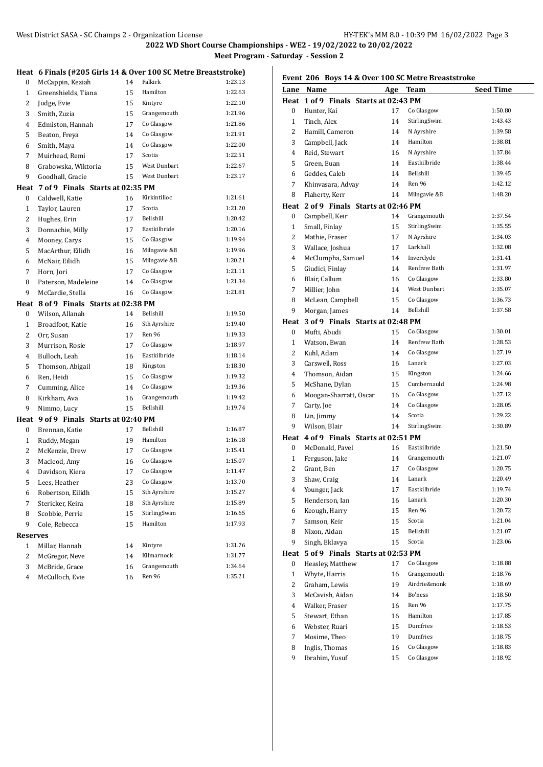## 2022 WD Short Course Championships - WE2 - 19/02/2022 to 20/02/2022

### Meet Program - Saturday - Session 2

**Heat 6 Finals (#205 Girls 14 & Over 100 SC Metre Breaststroke)**

| Lane | Name | Age | Team | Seed Time |
|---|---|---|---|---|
| 0 | McCappin, Keziah | 14 | Falkirk | 1:23.13 |
| 1 | Greenshields, Tiana | 15 | Hamilton | 1:22.63 |
| 2 | Judge, Evie | 15 | Kintyre | 1:22.10 |
| 3 | Smith, Zuzia | 15 | Grangemouth | 1:21.96 |
| 4 | Edmiston, Hannah | 17 | Co Glasgow | 1:21.86 |
| 5 | Beaton, Freya | 14 | Co Glasgow | 1:21.91 |
| 6 | Smith, Maya | 14 | Co Glasgow | 1:22.00 |
| 7 | Muirhead, Remi | 17 | Scotia | 1:22.51 |
| 8 | Grabowska, Wiktoria | 15 | West Dunbart | 1:22.67 |
| 9 | Goodhall, Gracie | 15 | West Dunbart | 1:23.17 |

**Heat 7 of 9 Finals Starts at 02:35 PM**

| Lane | Name | Age | Team | Seed Time |
|---|---|---|---|---|
| 0 | Caldwell, Katie | 16 | Kirkintilloc | 1:21.61 |
| 1 | Taylor, Lauren | 17 | Scotia | 1:21.20 |
| 2 | Hughes, Erin | 17 | Bellshill | 1:20.42 |
| 3 | Donnachie, Milly | 17 | Eastkilbride | 1:20.16 |
| 4 | Mooney, Carys | 15 | Co Glasgow | 1:19.94 |
| 5 | MacArthur, Eilidh | 16 | Milngavie &B | 1:19.96 |
| 6 | McNair, Eilidh | 15 | Milngavie &B | 1:20.21 |
| 7 | Horn, Jori | 17 | Co Glasgow | 1:21.11 |
| 8 | Paterson, Madeleine | 14 | Co Glasgow | 1:21.34 |
| 9 | McCardie, Stella | 16 | Co Glasgow | 1:21.81 |

**Heat 8 of 9 Finals Starts at 02:38 PM**

| Lane | Name | Age | Team | Seed Time |
|---|---|---|---|---|
| 0 | Wilson, Allanah | 14 | Bellshill | 1:19.50 |
| 1 | Broadfoot, Katie | 16 | Sth Ayrshire | 1:19.40 |
| 2 | Orr, Susan | 17 | Ren 96 | 1:19.33 |
| 3 | Murrison, Rosie | 17 | Co Glasgow | 1:18.97 |
| 4 | Bulloch, Leah | 16 | Eastkilbride | 1:18.14 |
| 5 | Thomson, Abigail | 18 | Kingston | 1:18.30 |
| 6 | Ren, Heidi | 15 | Co Glasgow | 1:19.32 |
| 7 | Cumming, Alice | 14 | Co Glasgow | 1:19.36 |
| 8 | Kirkham, Ava | 16 | Grangemouth | 1:19.42 |
| 9 | Nimmo, Lucy | 15 | Bellshill | 1:19.74 |

**Heat 9 of 9 Finals Starts at 02:40 PM**

| Lane | Name | Age | Team | Seed Time |
|---|---|---|---|---|
| 0 | Brennan, Katie | 17 | Bellshill | 1:16.87 |
| 1 | Ruddy, Megan | 19 | Hamilton | 1:16.18 |
| 2 | McKenzie, Drew | 17 | Co Glasgow | 1:15.41 |
| 3 | Macleod, Amy | 16 | Co Glasgow | 1:15.07 |
| 4 | Davidson, Kiera | 17 | Co Glasgow | 1:11.47 |
| 5 | Lees, Heather | 23 | Co Glasgow | 1:13.70 |
| 6 | Robertson, Eilidh | 15 | Sth Ayrshire | 1:15.27 |
| 7 | Stericker, Keira | 18 | Sth Ayrshire | 1:15.89 |
| 8 | Scobbie, Perrie | 15 | StirlingSwim | 1:16.65 |
| 9 | Cole, Rebecca | 15 | Hamilton | 1:17.93 |

**Reserves**

| # | Name | Age | Team | Seed Time |
|---|---|---|---|---|
| 1 | Millar, Hannah | 14 | Kintyre | 1:31.76 |
| 2 | McGregor, Neve | 14 | Kilmarnock | 1:31.77 |
| 3 | McBride, Grace | 16 | Grangemouth | 1:34.64 |
| 4 | McCulloch, Evie | 16 | Ren 96 | 1:35.21 |

### Event 206 Boys 14 & Over 100 SC Metre Breaststroke

**Heat 1 of 9 Finals Starts at 02:43 PM**

| Lane | Name | Age | Team | Seed Time |
|---|---|---|---|---|
| 0 | Hunter, Kai | 17 | Co Glasgow | 1:50.80 |
| 1 | Tinch, Alex | 14 | StirlingSwim | 1:43.43 |
| 2 | Hamill, Cameron | 14 | N Ayrshire | 1:39.58 |
| 3 | Campbell, Jack | 14 | Hamilton | 1:38.81 |
| 4 | Reid, Stewart | 16 | N Ayrshire | 1:37.84 |
| 5 | Green, Euan | 14 | Eastkilbride | 1:38.44 |
| 6 | Geddes, Caleb | 14 | Bellshill | 1:39.45 |
| 7 | Khinvasara, Advay | 14 | Ren 96 | 1:42.12 |
| 8 | Flaherty, Kerr | 14 | Milngavie &B | 1:48.20 |

**Heat 2 of 9 Finals Starts at 02:46 PM**

| Lane | Name | Age | Team | Seed Time |
|---|---|---|---|---|
| 0 | Campbell, Keir | 14 | Grangemouth | 1:37.54 |
| 1 | Small, Finlay | 15 | StirlingSwim | 1:35.55 |
| 2 | Mathie, Fraser | 17 | N Ayrshire | 1:34.03 |
| 3 | Wallace, Joshua | 17 | Larkhall | 1:32.08 |
| 4 | McClumpha, Samuel | 14 | Inverclyde | 1:31.41 |
| 5 | Giudici, Finlay | 14 | Renfrew Bath | 1:31.97 |
| 6 | Blair, Callum | 16 | Co Glasgow | 1:33.80 |
| 7 | Millier, John | 14 | West Dunbart | 1:35.07 |
| 8 | McLean, Campbell | 15 | Co Glasgow | 1:36.73 |
| 9 | Morgan, James | 14 | Bellshill | 1:37.58 |

**Heat 3 of 9 Finals Starts at 02:48 PM**

| Lane | Name | Age | Team | Seed Time |
|---|---|---|---|---|
| 0 | Mufti, Abudi | 15 | Co Glasgow | 1:30.01 |
| 1 | Watson, Ewan | 14 | Renfrew Bath | 1:28.53 |
| 2 | Kuhl, Adam | 14 | Co Glasgow | 1:27.19 |
| 3 | Carswell, Ross | 16 | Lanark | 1:27.03 |
| 4 | Thomson, Aidan | 15 | Kingston | 1:24.66 |
| 5 | McShane, Dylan | 15 | Cumbernauld | 1:24.98 |
| 6 | Moogan-Sharratt, Oscar | 16 | Co Glasgow | 1:27.12 |
| 7 | Carty, Joe | 14 | Co Glasgow | 1:28.05 |
| 8 | Lin, Jimmy | 14 | Scotia | 1:29.22 |
| 9 | Wilson, Blair | 14 | StirlingSwim | 1:30.89 |

**Heat 4 of 9 Finals Starts at 02:51 PM**

| Lane | Name | Age | Team | Seed Time |
|---|---|---|---|---|
| 0 | McDonald, Pavel | 16 | Eastkilbride | 1:21.50 |
| 1 | Ferguson, Jake | 14 | Grangemouth | 1:21.07 |
| 2 | Grant, Ben | 17 | Co Glasgow | 1:20.75 |
| 3 | Shaw, Craig | 14 | Lanark | 1:20.49 |
| 4 | Younger, Jack | 17 | Eastkilbride | 1:19.74 |
| 5 | Henderson, Ian | 16 | Lanark | 1:20.30 |
| 6 | Keough, Harry | 15 | Ren 96 | 1:20.72 |
| 7 | Samson, Keir | 15 | Scotia | 1:21.04 |
| 8 | Nixon, Aidan | 15 | Bellshill | 1:21.07 |
| 9 | Singh, Eklavya | 15 | Scotia | 1:23.06 |

**Heat 5 of 9 Finals Starts at 02:53 PM**

| Lane | Name | Age | Team | Seed Time |
|---|---|---|---|---|
| 0 | Heasley, Matthew | 17 | Co Glasgow | 1:18.88 |
| 1 | Whyte, Harris | 16 | Grangemouth | 1:18.76 |
| 2 | Graham, Lewis | 19 | Airdrie&monk | 1:18.69 |
| 3 | McCavish, Aidan | 14 | Bo'ness | 1:18.50 |
| 4 | Walker, Fraser | 16 | Ren 96 | 1:17.75 |
| 5 | Stewart, Ethan | 16 | Hamilton | 1:17.85 |
| 6 | Webster, Ruari | 15 | Dumfries | 1:18.53 |
| 7 | Mosime, Theo | 19 | Dumfries | 1:18.75 |
| 8 | Inglis, Thomas | 16 | Co Glasgow | 1:18.83 |
| 9 | Ibrahim, Yusuf | 15 | Co Glasgow | 1:18.92 |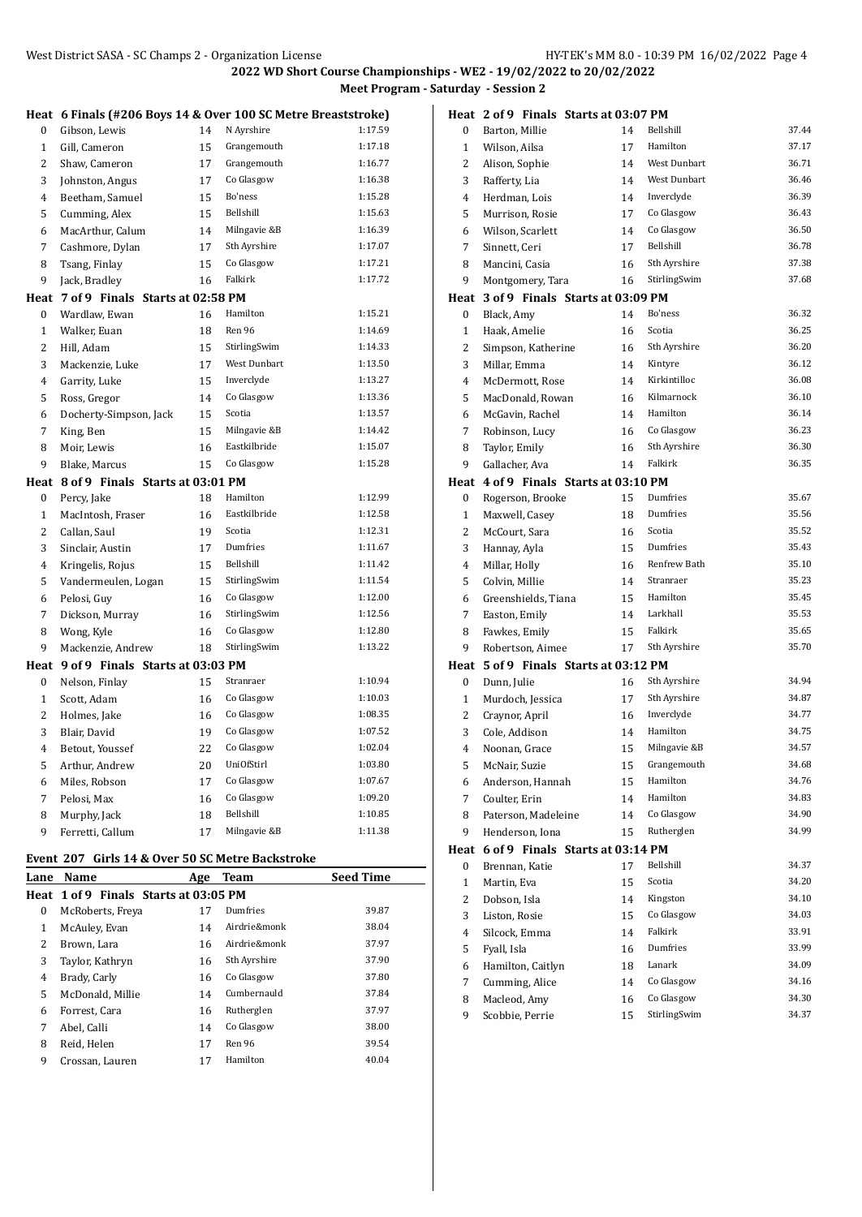## 2022 WD Short Course Championships - WE2 - 19/02/2022 to 20/02/2022

### Meet Program - Saturday - Session 2

**Heat 6 Finals (#206 Boys 14 & Over 100 SC Metre Breaststroke)**

| Lane | Name | Age | Team | Seed Time |
|---|---|---|---|---|
| 0 | Gibson, Lewis | 14 | N Ayrshire | 1:17.59 |
| 1 | Gill, Cameron | 15 | Grangemouth | 1:17.18 |
| 2 | Shaw, Cameron | 17 | Grangemouth | 1:16.77 |
| 3 | Johnston, Angus | 17 | Co Glasgow | 1:16.38 |
| 4 | Beetham, Samuel | 15 | Bo'ness | 1:15.28 |
| 5 | Cumming, Alex | 15 | Bellshill | 1:15.63 |
| 6 | MacArthur, Calum | 14 | Milngavie &B | 1:16.39 |
| 7 | Cashmore, Dylan | 17 | Sth Ayrshire | 1:17.07 |
| 8 | Tsang, Finlay | 15 | Co Glasgow | 1:17.21 |
| 9 | Jack, Bradley | 16 | Falkirk | 1:17.72 |

**Heat 7 of 9 Finals Starts at 02:58 PM**

| Lane | Name | Age | Team | Seed Time |
|---|---|---|---|---|
| 0 | Wardlaw, Ewan | 16 | Hamilton | 1:15.21 |
| 1 | Walker, Euan | 18 | Ren 96 | 1:14.69 |
| 2 | Hill, Adam | 15 | StirlingSwim | 1:14.33 |
| 3 | Mackenzie, Luke | 17 | West Dunbart | 1:13.50 |
| 4 | Garrity, Luke | 15 | Inverclyde | 1:13.27 |
| 5 | Ross, Gregor | 14 | Co Glasgow | 1:13.36 |
| 6 | Docherty-Simpson, Jack | 15 | Scotia | 1:13.57 |
| 7 | King, Ben | 15 | Milngavie &B | 1:14.42 |
| 8 | Moir, Lewis | 16 | Eastkilbride | 1:15.07 |
| 9 | Blake, Marcus | 15 | Co Glasgow | 1:15.28 |

**Heat 8 of 9 Finals Starts at 03:01 PM**

| Lane | Name | Age | Team | Seed Time |
|---|---|---|---|---|
| 0 | Percy, Jake | 18 | Hamilton | 1:12.99 |
| 1 | MacIntosh, Fraser | 16 | Eastkilbride | 1:12.58 |
| 2 | Callan, Saul | 19 | Scotia | 1:12.31 |
| 3 | Sinclair, Austin | 17 | Dumfries | 1:11.67 |
| 4 | Kringelis, Rojus | 15 | Bellshill | 1:11.42 |
| 5 | Vandermeulen, Logan | 15 | StirlingSwim | 1:11.54 |
| 6 | Pelosi, Guy | 16 | Co Glasgow | 1:12.00 |
| 7 | Dickson, Murray | 16 | StirlingSwim | 1:12.56 |
| 8 | Wong, Kyle | 16 | Co Glasgow | 1:12.80 |
| 9 | Mackenzie, Andrew | 18 | StirlingSwim | 1:13.22 |

**Heat 9 of 9 Finals Starts at 03:03 PM**

| Lane | Name | Age | Team | Seed Time |
|---|---|---|---|---|
| 0 | Nelson, Finlay | 15 | Stranraer | 1:10.94 |
| 1 | Scott, Adam | 16 | Co Glasgow | 1:10.03 |
| 2 | Holmes, Jake | 16 | Co Glasgow | 1:08.35 |
| 3 | Blair, David | 19 | Co Glasgow | 1:07.52 |
| 4 | Betout, Youssef | 22 | Co Glasgow | 1:02.04 |
| 5 | Arthur, Andrew | 20 | UniOfStirl | 1:03.80 |
| 6 | Miles, Robson | 17 | Co Glasgow | 1:07.67 |
| 7 | Pelosi, Max | 16 | Co Glasgow | 1:09.20 |
| 8 | Murphy, Jack | 18 | Bellshill | 1:10.85 |
| 9 | Ferretti, Callum | 17 | Milngavie &B | 1:11.38 |

### Event 207 Girls 14 & Over 50 SC Metre Backstroke

**Heat 1 of 9 Finals Starts at 03:05 PM**

| Lane | Name | Age | Team | Seed Time |
|---|---|---|---|---|
| 0 | McRoberts, Freya | 17 | Dumfries | 39.87 |
| 1 | McAuley, Evan | 14 | Airdrie&monk | 38.04 |
| 2 | Brown, Lara | 16 | Airdrie&monk | 37.97 |
| 3 | Taylor, Kathryn | 16 | Sth Ayrshire | 37.90 |
| 4 | Brady, Carly | 16 | Co Glasgow | 37.80 |
| 5 | McDonald, Millie | 14 | Cumbernauld | 37.84 |
| 6 | Forrest, Cara | 16 | Rutherglen | 37.97 |
| 7 | Abel, Calli | 14 | Co Glasgow | 38.00 |
| 8 | Reid, Helen | 17 | Ren 96 | 39.54 |
| 9 | Crossan, Lauren | 17 | Hamilton | 40.04 |

**Heat 2 of 9 Finals Starts at 03:07 PM**

| Lane | Name | Age | Team | Seed Time |
|---|---|---|---|---|
| 0 | Barton, Millie | 14 | Bellshill | 37.44 |
| 1 | Wilson, Ailsa | 17 | Hamilton | 37.17 |
| 2 | Alison, Sophie | 14 | West Dunbart | 36.71 |
| 3 | Rafferty, Lia | 14 | West Dunbart | 36.46 |
| 4 | Herdman, Lois | 14 | Inverclyde | 36.39 |
| 5 | Murrison, Rosie | 17 | Co Glasgow | 36.43 |
| 6 | Wilson, Scarlett | 14 | Co Glasgow | 36.50 |
| 7 | Sinnett, Ceri | 17 | Bellshill | 36.78 |
| 8 | Mancini, Casia | 16 | Sth Ayrshire | 37.38 |
| 9 | Montgomery, Tara | 16 | StirlingSwim | 37.68 |

**Heat 3 of 9 Finals Starts at 03:09 PM**

| Lane | Name | Age | Team | Seed Time |
|---|---|---|---|---|
| 0 | Black, Amy | 14 | Bo'ness | 36.32 |
| 1 | Haak, Amelie | 16 | Scotia | 36.25 |
| 2 | Simpson, Katherine | 16 | Sth Ayrshire | 36.20 |
| 3 | Millar, Emma | 14 | Kintyre | 36.12 |
| 4 | McDermott, Rose | 14 | Kirkintilloc | 36.08 |
| 5 | MacDonald, Rowan | 16 | Kilmarnock | 36.10 |
| 6 | McGavin, Rachel | 14 | Hamilton | 36.14 |
| 7 | Robinson, Lucy | 16 | Co Glasgow | 36.23 |
| 8 | Taylor, Emily | 16 | Sth Ayrshire | 36.30 |
| 9 | Gallacher, Ava | 14 | Falkirk | 36.35 |

**Heat 4 of 9 Finals Starts at 03:10 PM**

| Lane | Name | Age | Team | Seed Time |
|---|---|---|---|---|
| 0 | Rogerson, Brooke | 15 | Dumfries | 35.67 |
| 1 | Maxwell, Casey | 18 | Dumfries | 35.56 |
| 2 | McCourt, Sara | 16 | Scotia | 35.52 |
| 3 | Hannay, Ayla | 15 | Dumfries | 35.43 |
| 4 | Millar, Holly | 16 | Renfrew Bath | 35.10 |
| 5 | Colvin, Millie | 14 | Stranraer | 35.23 |
| 6 | Greenshields, Tiana | 15 | Hamilton | 35.45 |
| 7 | Easton, Emily | 14 | Larkhall | 35.53 |
| 8 | Fawkes, Emily | 15 | Falkirk | 35.65 |
| 9 | Robertson, Aimee | 17 | Sth Ayrshire | 35.70 |

**Heat 5 of 9 Finals Starts at 03:12 PM**

| Lane | Name | Age | Team | Seed Time |
|---|---|---|---|---|
| 0 | Dunn, Julie | 16 | Sth Ayrshire | 34.94 |
| 1 | Murdoch, Jessica | 17 | Sth Ayrshire | 34.87 |
| 2 | Craynor, April | 16 | Inverclyde | 34.77 |
| 3 | Cole, Addison | 14 | Hamilton | 34.75 |
| 4 | Noonan, Grace | 15 | Milngavie &B | 34.57 |
| 5 | McNair, Suzie | 15 | Grangemouth | 34.68 |
| 6 | Anderson, Hannah | 15 | Hamilton | 34.76 |
| 7 | Coulter, Erin | 14 | Hamilton | 34.83 |
| 8 | Paterson, Madeleine | 14 | Co Glasgow | 34.90 |
| 9 | Henderson, Iona | 15 | Rutherglen | 34.99 |

**Heat 6 of 9 Finals Starts at 03:14 PM**

| Lane | Name | Age | Team | Seed Time |
|---|---|---|---|---|
| 0 | Brennan, Katie | 17 | Bellshill | 34.37 |
| 1 | Martin, Eva | 15 | Scotia | 34.20 |
| 2 | Dobson, Isla | 14 | Kingston | 34.10 |
| 3 | Liston, Rosie | 15 | Co Glasgow | 34.03 |
| 4 | Silcock, Emma | 14 | Falkirk | 33.91 |
| 5 | Fyall, Isla | 16 | Dumfries | 33.99 |
| 6 | Hamilton, Caitlyn | 18 | Lanark | 34.09 |
| 7 | Cumming, Alice | 14 | Co Glasgow | 34.16 |
| 8 | Macleod, Amy | 16 | Co Glasgow | 34.30 |
| 9 | Scobbie, Perrie | 15 | StirlingSwim | 34.37 |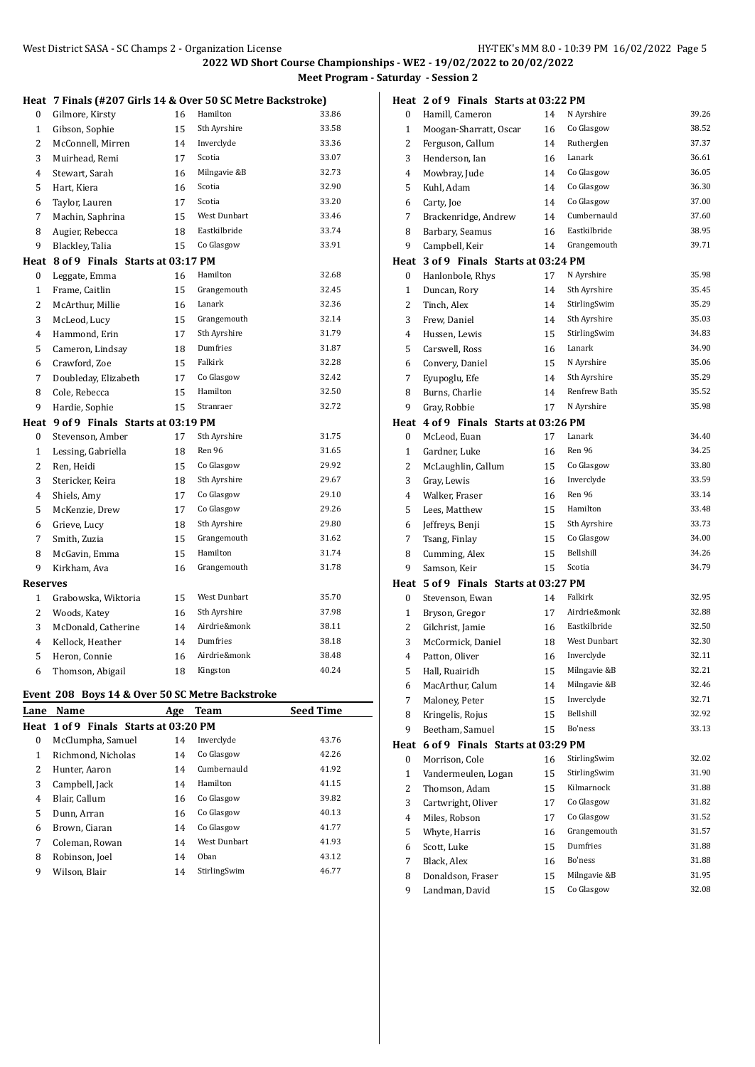## 2022 WD Short Course Championships - WE2 - 19/02/2022 to 20/02/2022

### Meet Program - Saturday - Session 2

**Heat 7 Finals (#207 Girls 14 & Over 50 SC Metre Backstroke)**

| Lane | Name | Age | Team | Seed Time |
|---|---|---|---|---|
| 0 | Gilmore, Kirsty | 16 | Hamilton | 33.86 |
| 1 | Gibson, Sophie | 15 | Sth Ayrshire | 33.58 |
| 2 | McConnell, Mirren | 14 | Inverclyde | 33.36 |
| 3 | Muirhead, Remi | 17 | Scotia | 33.07 |
| 4 | Stewart, Sarah | 16 | Milngavie &B | 32.73 |
| 5 | Hart, Kiera | 16 | Scotia | 32.90 |
| 6 | Taylor, Lauren | 17 | Scotia | 33.20 |
| 7 | Machin, Saphrina | 15 | West Dunbart | 33.46 |
| 8 | Augier, Rebecca | 18 | Eastkilbride | 33.74 |
| 9 | Blackley, Talia | 15 | Co Glasgow | 33.91 |

**Heat 8 of 9 Finals Starts at 03:17 PM**

| Lane | Name | Age | Team | Seed Time |
|---|---|---|---|---|
| 0 | Leggate, Emma | 16 | Hamilton | 32.68 |
| 1 | Frame, Caitlin | 15 | Grangemouth | 32.45 |
| 2 | McArthur, Millie | 16 | Lanark | 32.36 |
| 3 | McLeod, Lucy | 15 | Grangemouth | 32.14 |
| 4 | Hammond, Erin | 17 | Sth Ayrshire | 31.79 |
| 5 | Cameron, Lindsay | 18 | Dumfries | 31.87 |
| 6 | Crawford, Zoe | 15 | Falkirk | 32.28 |
| 7 | Doubleday, Elizabeth | 17 | Co Glasgow | 32.42 |
| 8 | Cole, Rebecca | 15 | Hamilton | 32.50 |
| 9 | Hardie, Sophie | 15 | Stranraer | 32.72 |

**Heat 9 of 9 Finals Starts at 03:19 PM**

| Lane | Name | Age | Team | Seed Time |
|---|---|---|---|---|
| 0 | Stevenson, Amber | 17 | Sth Ayrshire | 31.75 |
| 1 | Lessing, Gabriella | 18 | Ren 96 | 31.65 |
| 2 | Ren, Heidi | 15 | Co Glasgow | 29.92 |
| 3 | Stericker, Keira | 18 | Sth Ayrshire | 29.67 |
| 4 | Shiels, Amy | 17 | Co Glasgow | 29.10 |
| 5 | McKenzie, Drew | 17 | Co Glasgow | 29.26 |
| 6 | Grieve, Lucy | 18 | Sth Ayrshire | 29.80 |
| 7 | Smith, Zuzia | 15 | Grangemouth | 31.62 |
| 8 | McGavin, Emma | 15 | Hamilton | 31.74 |
| 9 | Kirkham, Ava | 16 | Grangemouth | 31.78 |

**Reserves**

| | Name | Age | Team | Seed Time |
|---|---|---|---|---|
| 1 | Grabowska, Wiktoria | 15 | West Dunbart | 35.70 |
| 2 | Woods, Katey | 16 | Sth Ayrshire | 37.98 |
| 3 | McDonald, Catherine | 14 | Airdrie&monk | 38.11 |
| 4 | Kellock, Heather | 14 | Dumfries | 38.18 |
| 5 | Heron, Connie | 16 | Airdrie&monk | 38.48 |
| 6 | Thomson, Abigail | 18 | Kingston | 40.24 |

### Event 208 Boys 14 & Over 50 SC Metre Backstroke

**Heat 1 of 9 Finals Starts at 03:20 PM**

| Lane | Name | Age | Team | Seed Time |
|---|---|---|---|---|
| 0 | McClumpha, Samuel | 14 | Inverclyde | 43.76 |
| 1 | Richmond, Nicholas | 14 | Co Glasgow | 42.26 |
| 2 | Hunter, Aaron | 14 | Cumbernauld | 41.92 |
| 3 | Campbell, Jack | 14 | Hamilton | 41.15 |
| 4 | Blair, Callum | 16 | Co Glasgow | 39.82 |
| 5 | Dunn, Arran | 16 | Co Glasgow | 40.13 |
| 6 | Brown, Ciaran | 14 | Co Glasgow | 41.77 |
| 7 | Coleman, Rowan | 14 | West Dunbart | 41.93 |
| 8 | Robinson, Joel | 14 | Oban | 43.12 |
| 9 | Wilson, Blair | 14 | StirlingSwim | 46.77 |

**Heat 2 of 9 Finals Starts at 03:22 PM**

| Lane | Name | Age | Team | Seed Time |
|---|---|---|---|---|
| 0 | Hamill, Cameron | 14 | N Ayrshire | 39.26 |
| 1 | Moogan-Sharratt, Oscar | 16 | Co Glasgow | 38.52 |
| 2 | Ferguson, Callum | 14 | Rutherglen | 37.37 |
| 3 | Henderson, Ian | 16 | Lanark | 36.61 |
| 4 | Mowbray, Jude | 14 | Co Glasgow | 36.05 |
| 5 | Kuhl, Adam | 14 | Co Glasgow | 36.30 |
| 6 | Carty, Joe | 14 | Co Glasgow | 37.00 |
| 7 | Brackenridge, Andrew | 14 | Cumbernauld | 37.60 |
| 8 | Barbary, Seamus | 16 | Eastkilbride | 38.95 |
| 9 | Campbell, Keir | 14 | Grangemouth | 39.71 |

**Heat 3 of 9 Finals Starts at 03:24 PM**

| Lane | Name | Age | Team | Seed Time |
|---|---|---|---|---|
| 0 | Hanlonbole, Rhys | 17 | N Ayrshire | 35.98 |
| 1 | Duncan, Rory | 14 | Sth Ayrshire | 35.45 |
| 2 | Tinch, Alex | 14 | StirlingSwim | 35.29 |
| 3 | Frew, Daniel | 14 | Sth Ayrshire | 35.03 |
| 4 | Hussen, Lewis | 15 | StirlingSwim | 34.83 |
| 5 | Carswell, Ross | 16 | Lanark | 34.90 |
| 6 | Convery, Daniel | 15 | N Ayrshire | 35.06 |
| 7 | Eyupoglu, Efe | 14 | Sth Ayrshire | 35.29 |
| 8 | Burns, Charlie | 14 | Renfrew Bath | 35.52 |
| 9 | Gray, Robbie | 17 | N Ayrshire | 35.98 |

**Heat 4 of 9 Finals Starts at 03:26 PM**

| Lane | Name | Age | Team | Seed Time |
|---|---|---|---|---|
| 0 | McLeod, Euan | 17 | Lanark | 34.40 |
| 1 | Gardner, Luke | 16 | Ren 96 | 34.25 |
| 2 | McLaughlin, Callum | 15 | Co Glasgow | 33.80 |
| 3 | Gray, Lewis | 16 | Inverclyde | 33.59 |
| 4 | Walker, Fraser | 16 | Ren 96 | 33.14 |
| 5 | Lees, Matthew | 15 | Hamilton | 33.48 |
| 6 | Jeffreys, Benji | 15 | Sth Ayrshire | 33.73 |
| 7 | Tsang, Finlay | 15 | Co Glasgow | 34.00 |
| 8 | Cumming, Alex | 15 | Bellshill | 34.26 |
| 9 | Samson, Keir | 15 | Scotia | 34.79 |

**Heat 5 of 9 Finals Starts at 03:27 PM**

| Lane | Name | Age | Team | Seed Time |
|---|---|---|---|---|
| 0 | Stevenson, Ewan | 14 | Falkirk | 32.95 |
| 1 | Bryson, Gregor | 17 | Airdrie&monk | 32.88 |
| 2 | Gilchrist, Jamie | 16 | Eastkilbride | 32.50 |
| 3 | McCormick, Daniel | 18 | West Dunbart | 32.30 |
| 4 | Patton, Oliver | 16 | Inverclyde | 32.11 |
| 5 | Hall, Ruairidh | 15 | Milngavie &B | 32.21 |
| 6 | MacArthur, Calum | 14 | Milngavie &B | 32.46 |
| 7 | Maloney, Peter | 15 | Inverclyde | 32.71 |
| 8 | Kringelis, Rojus | 15 | Bellshill | 32.92 |
| 9 | Beetham, Samuel | 15 | Bo'ness | 33.13 |

**Heat 6 of 9 Finals Starts at 03:29 PM**

| Lane | Name | Age | Team | Seed Time |
|---|---|---|---|---|
| 0 | Morrison, Cole | 16 | StirlingSwim | 32.02 |
| 1 | Vandermeulen, Logan | 15 | StirlingSwim | 31.90 |
| 2 | Thomson, Adam | 15 | Kilmarnock | 31.88 |
| 3 | Cartwright, Oliver | 17 | Co Glasgow | 31.82 |
| 4 | Miles, Robson | 17 | Co Glasgow | 31.52 |
| 5 | Whyte, Harris | 16 | Grangemouth | 31.57 |
| 6 | Scott, Luke | 15 | Dumfries | 31.88 |
| 7 | Black, Alex | 16 | Bo'ness | 31.88 |
| 8 | Donaldson, Fraser | 15 | Milngavie &B | 31.95 |
| 9 | Landman, David | 15 | Co Glasgow | 32.08 |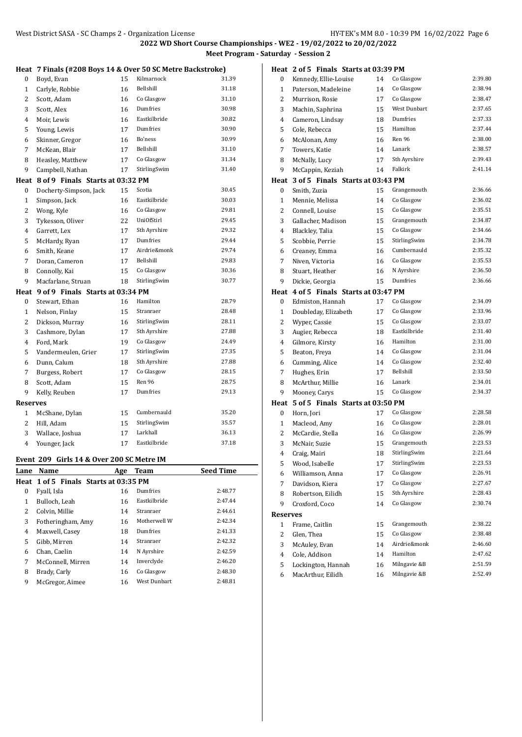## 2022 WD Short Course Championships - WE2 - 19/02/2022 to 20/02/2022

### Meet Program - Saturday - Session 2

**Heat 7 Finals (#208 Boys 14 & Over 50 SC Metre Backstroke)**

| Lane | Name | Age | Team | Seed Time |
|---|---|---|---|---|
| 0 | Boyd, Evan | 15 | Kilmarnock | 31.39 |
| 1 | Carlyle, Robbie | 16 | Bellshill | 31.18 |
| 2 | Scott, Adam | 16 | Co Glasgow | 31.10 |
| 3 | Scott, Alex | 16 | Dumfries | 30.98 |
| 4 | Moir, Lewis | 16 | Eastkilbride | 30.82 |
| 5 | Young, Lewis | 17 | Dumfries | 30.90 |
| 6 | Skinner, Gregor | 16 | Bo'ness | 30.99 |
| 7 | McKean, Blair | 17 | Bellshill | 31.10 |
| 8 | Heasley, Matthew | 17 | Co Glasgow | 31.34 |
| 9 | Campbell, Nathan | 17 | StirlingSwim | 31.40 |

**Heat 8 of 9 Finals Starts at 03:32 PM**

| Lane | Name | Age | Team | Seed Time |
|---|---|---|---|---|
| 0 | Docherty-Simpson, Jack | 15 | Scotia | 30.45 |
| 1 | Simpson, Jack | 16 | Eastkilbride | 30.03 |
| 2 | Wong, Kyle | 16 | Co Glasgow | 29.81 |
| 3 | Tykesson, Oliver | 22 | UniOfStirl | 29.45 |
| 4 | Garrett, Lex | 17 | Sth Ayrshire | 29.32 |
| 5 | McHardy, Ryan | 17 | Dumfries | 29.44 |
| 6 | Smith, Keane | 17 | Airdrie&monk | 29.74 |
| 7 | Doran, Cameron | 17 | Bellshill | 29.83 |
| 8 | Connolly, Kai | 15 | Co Glasgow | 30.36 |
| 9 | Macfarlane, Struan | 18 | StirlingSwim | 30.77 |

**Heat 9 of 9 Finals Starts at 03:34 PM**

| Lane | Name | Age | Team | Seed Time |
|---|---|---|---|---|
| 0 | Stewart, Ethan | 16 | Hamilton | 28.79 |
| 1 | Nelson, Finlay | 15 | Stranraer | 28.48 |
| 2 | Dickson, Murray | 16 | StirlingSwim | 28.11 |
| 3 | Cashmore, Dylan | 17 | Sth Ayrshire | 27.88 |
| 4 | Ford, Mark | 19 | Co Glasgow | 24.49 |
| 5 | Vandermeulen, Grier | 17 | StirlingSwim | 27.35 |
| 6 | Dunn, Calum | 18 | Sth Ayrshire | 27.88 |
| 7 | Burgess, Robert | 17 | Co Glasgow | 28.15 |
| 8 | Scott, Adam | 15 | Ren 96 | 28.75 |
| 9 | Kelly, Reuben | 17 | Dumfries | 29.13 |

**Reserves**

| | Name | Age | Team | Seed Time |
|---|---|---|---|---|
| 1 | McShane, Dylan | 15 | Cumbernauld | 35.20 |
| 2 | Hill, Adam | 15 | StirlingSwim | 35.57 |
| 3 | Wallace, Joshua | 17 | Larkhall | 36.13 |
| 4 | Younger, Jack | 17 | Eastkilbride | 37.18 |

### Event 209 Girls 14 & Over 200 SC Metre IM

**Heat 1 of 5 Finals Starts at 03:35 PM**

| Lane | Name | Age | Team | Seed Time |
|---|---|---|---|---|
| 0 | Fyall, Isla | 16 | Dumfries | 2:48.77 |
| 1 | Bulloch, Leah | 16 | Eastkilbride | 2:47.44 |
| 2 | Colvin, Millie | 14 | Stranraer | 2:44.61 |
| 3 | Fotheringham, Amy | 16 | Motherwell W | 2:42.34 |
| 4 | Maxwell, Casey | 18 | Dumfries | 2:41.33 |
| 5 | Gibb, Mirren | 14 | Stranraer | 2:42.32 |
| 6 | Chan, Caelin | 14 | N Ayrshire | 2:42.59 |
| 7 | McConnell, Mirren | 14 | Inverclyde | 2:46.20 |
| 8 | Brady, Carly | 16 | Co Glasgow | 2:48.30 |
| 9 | McGregor, Aimee | 16 | West Dunbart | 2:48.81 |

**Heat 2 of 5 Finals Starts at 03:39 PM**

| Lane | Name | Age | Team | Seed Time |
|---|---|---|---|---|
| 0 | Kennedy, Ellie-Louise | 14 | Co Glasgow | 2:39.80 |
| 1 | Paterson, Madeleine | 14 | Co Glasgow | 2:38.94 |
| 2 | Murrison, Rosie | 17 | Co Glasgow | 2:38.47 |
| 3 | Machin, Saphrina | 15 | West Dunbart | 2:37.65 |
| 4 | Cameron, Lindsay | 18 | Dumfries | 2:37.33 |
| 5 | Cole, Rebecca | 15 | Hamilton | 2:37.44 |
| 6 | McAlonan, Amy | 16 | Ren 96 | 2:38.00 |
| 7 | Towers, Katie | 14 | Lanark | 2:38.57 |
| 8 | McNally, Lucy | 17 | Sth Ayrshire | 2:39.43 |
| 9 | McCappin, Keziah | 14 | Falkirk | 2:41.14 |

**Heat 3 of 5 Finals Starts at 03:43 PM**

| Lane | Name | Age | Team | Seed Time |
|---|---|---|---|---|
| 0 | Smith, Zuzia | 15 | Grangemouth | 2:36.66 |
| 1 | Mennie, Melissa | 14 | Co Glasgow | 2:36.02 |
| 2 | Connell, Louise | 15 | Co Glasgow | 2:35.51 |
| 3 | Gallacher, Madison | 15 | Grangemouth | 2:34.87 |
| 4 | Blackley, Talia | 15 | Co Glasgow | 2:34.66 |
| 5 | Scobbie, Perrie | 15 | StirlingSwim | 2:34.78 |
| 6 | Creaney, Emma | 16 | Cumbernauld | 2:35.32 |
| 7 | Niven, Victoria | 16 | Co Glasgow | 2:35.53 |
| 8 | Stuart, Heather | 16 | N Ayrshire | 2:36.50 |
| 9 | Dickie, Georgia | 15 | Dumfries | 2:36.66 |

**Heat 4 of 5 Finals Starts at 03:47 PM**

| Lane | Name | Age | Team | Seed Time |
|---|---|---|---|---|
| 0 | Edmiston, Hannah | 17 | Co Glasgow | 2:34.09 |
| 1 | Doubleday, Elizabeth | 17 | Co Glasgow | 2:33.96 |
| 2 | Wyper, Cassie | 15 | Co Glasgow | 2:33.07 |
| 3 | Augier, Rebecca | 18 | Eastkilbride | 2:31.40 |
| 4 | Gilmore, Kirsty | 16 | Hamilton | 2:31.00 |
| 5 | Beaton, Freya | 14 | Co Glasgow | 2:31.04 |
| 6 | Cumming, Alice | 14 | Co Glasgow | 2:32.40 |
| 7 | Hughes, Erin | 17 | Bellshill | 2:33.50 |
| 8 | McArthur, Millie | 16 | Lanark | 2:34.01 |
| 9 | Mooney, Carys | 15 | Co Glasgow | 2:34.37 |

**Heat 5 of 5 Finals Starts at 03:50 PM**

| Lane | Name | Age | Team | Seed Time |
|---|---|---|---|---|
| 0 | Horn, Jori | 17 | Co Glasgow | 2:28.58 |
| 1 | Macleod, Amy | 16 | Co Glasgow | 2:28.01 |
| 2 | McCardie, Stella | 16 | Co Glasgow | 2:26.99 |
| 3 | McNair, Suzie | 15 | Grangemouth | 2:23.53 |
| 4 | Craig, Mairi | 18 | StirlingSwim | 2:21.64 |
| 5 | Wood, Isabelle | 17 | StirlingSwim | 2:23.53 |
| 6 | Williamson, Anna | 17 | Co Glasgow | 2:26.91 |
| 7 | Davidson, Kiera | 17 | Co Glasgow | 2:27.67 |
| 8 | Robertson, Eilidh | 15 | Sth Ayrshire | 2:28.43 |
| 9 | Croxford, Coco | 14 | Co Glasgow | 2:30.74 |

**Reserves**

| | Name | Age | Team | Seed Time |
|---|---|---|---|---|
| 1 | Frame, Caitlin | 15 | Grangemouth | 2:38.22 |
| 2 | Glen, Thea | 15 | Co Glasgow | 2:38.48 |
| 3 | McAuley, Evan | 14 | Airdrie&monk | 2:46.60 |
| 4 | Cole, Addison | 14 | Hamilton | 2:47.62 |
| 5 | Lockington, Hannah | 16 | Milngavie &B | 2:51.59 |
| 6 | MacArthur, Eilidh | 16 | Milngavie &B | 2:52.49 |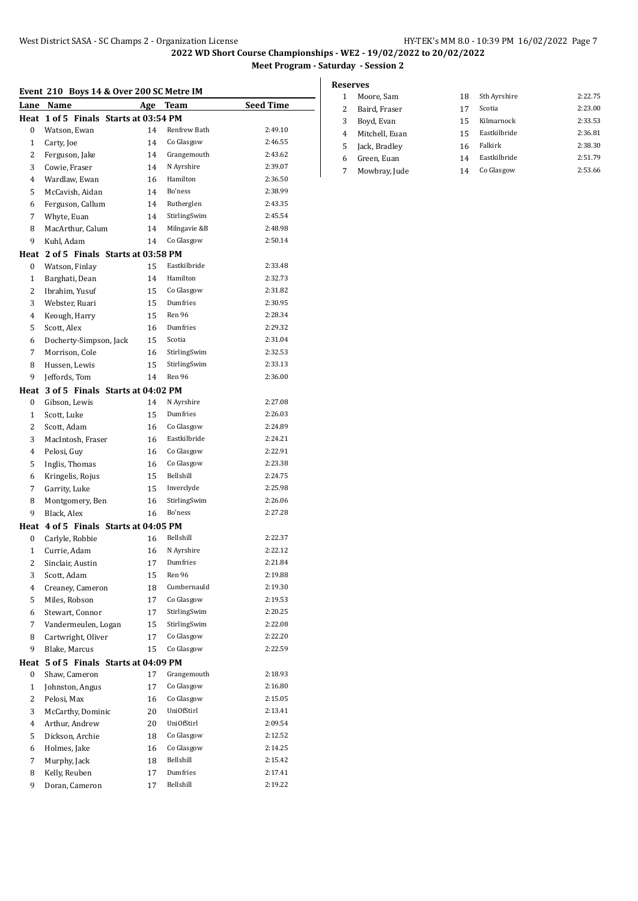## 2022 WD Short Course Championships - WE2 - 19/02/2022 to 20/02/2022

### Meet Program - Saturday - Session 2

### Event 210 Boys 14 & Over 200 SC Metre IM

| Lane | Name | Age | Team | Seed Time |
|---|---|---|---|---|
| **Heat 1 of 5 Finals Starts at 03:54 PM** | | | | |
| 0 | Watson, Ewan | 14 | Renfrew Bath | 2:49.10 |
| 1 | Carty, Joe | 14 | Co Glasgow | 2:46.55 |
| 2 | Ferguson, Jake | 14 | Grangemouth | 2:43.62 |
| 3 | Cowie, Fraser | 14 | N Ayrshire | 2:39.07 |
| 4 | Wardlaw, Ewan | 16 | Hamilton | 2:36.50 |
| 5 | McCavish, Aidan | 14 | Bo'ness | 2:38.99 |
| 6 | Ferguson, Callum | 14 | Rutherglen | 2:43.35 |
| 7 | Whyte, Euan | 14 | StirlingSwim | 2:45.54 |
| 8 | MacArthur, Calum | 14 | Milngavie &B | 2:48.98 |
| 9 | Kuhl, Adam | 14 | Co Glasgow | 2:50.14 |
| **Heat 2 of 5 Finals Starts at 03:58 PM** | | | | |
| 0 | Watson, Finlay | 15 | Eastkilbride | 2:33.48 |
| 1 | Barghati, Dean | 14 | Hamilton | 2:32.73 |
| 2 | Ibrahim, Yusuf | 15 | Co Glasgow | 2:31.82 |
| 3 | Webster, Ruari | 15 | Dumfries | 2:30.95 |
| 4 | Keough, Harry | 15 | Ren 96 | 2:28.34 |
| 5 | Scott, Alex | 16 | Dumfries | 2:29.32 |
| 6 | Docherty-Simpson, Jack | 15 | Scotia | 2:31.04 |
| 7 | Morrison, Cole | 16 | StirlingSwim | 2:32.53 |
| 8 | Hussen, Lewis | 15 | StirlingSwim | 2:33.13 |
| 9 | Jeffords, Tom | 14 | Ren 96 | 2:36.00 |
| **Heat 3 of 5 Finals Starts at 04:02 PM** | | | | |
| 0 | Gibson, Lewis | 14 | N Ayrshire | 2:27.08 |
| 1 | Scott, Luke | 15 | Dumfries | 2:26.03 |
| 2 | Scott, Adam | 16 | Co Glasgow | 2:24.89 |
| 3 | MacIntosh, Fraser | 16 | Eastkilbride | 2:24.21 |
| 4 | Pelosi, Guy | 16 | Co Glasgow | 2:22.91 |
| 5 | Inglis, Thomas | 16 | Co Glasgow | 2:23.38 |
| 6 | Kringelis, Rojus | 15 | Bellshill | 2:24.75 |
| 7 | Garrity, Luke | 15 | Inverclyde | 2:25.98 |
| 8 | Montgomery, Ben | 16 | StirlingSwim | 2:26.06 |
| 9 | Black, Alex | 16 | Bo'ness | 2:27.28 |
| **Heat 4 of 5 Finals Starts at 04:05 PM** | | | | |
| 0 | Carlyle, Robbie | 16 | Bellshill | 2:22.37 |
| 1 | Currie, Adam | 16 | N Ayrshire | 2:22.12 |
| 2 | Sinclair, Austin | 17 | Dumfries | 2:21.84 |
| 3 | Scott, Adam | 15 | Ren 96 | 2:19.88 |
| 4 | Creaney, Cameron | 18 | Cumbernauld | 2:19.30 |
| 5 | Miles, Robson | 17 | Co Glasgow | 2:19.53 |
| 6 | Stewart, Connor | 17 | StirlingSwim | 2:20.25 |
| 7 | Vandermeulen, Logan | 15 | StirlingSwim | 2:22.08 |
| 8 | Cartwright, Oliver | 17 | Co Glasgow | 2:22.20 |
| 9 | Blake, Marcus | 15 | Co Glasgow | 2:22.59 |
| **Heat 5 of 5 Finals Starts at 04:09 PM** | | | | |
| 0 | Shaw, Cameron | 17 | Grangemouth | 2:18.93 |
| 1 | Johnston, Angus | 17 | Co Glasgow | 2:16.80 |
| 2 | Pelosi, Max | 16 | Co Glasgow | 2:15.05 |
| 3 | McCarthy, Dominic | 20 | UniOfStirl | 2:13.41 |
| 4 | Arthur, Andrew | 20 | UniOfStirl | 2:09.54 |
| 5 | Dickson, Archie | 18 | Co Glasgow | 2:12.52 |
| 6 | Holmes, Jake | 16 | Co Glasgow | 2:14.25 |
| 7 | Murphy, Jack | 18 | Bellshill | 2:15.42 |
| 8 | Kelly, Reuben | 17 | Dumfries | 2:17.41 |
| 9 | Doran, Cameron | 17 | Bellshill | 2:19.22 |

**Reserves**

| | Name | Age | Team | Seed Time |
|---|---|---|---|---|
| 1 | Moore, Sam | 18 | Sth Ayrshire | 2:22.75 |
| 2 | Baird, Fraser | 17 | Scotia | 2:23.00 |
| 3 | Boyd, Evan | 15 | Kilmarnock | 2:33.53 |
| 4 | Mitchell, Euan | 15 | Eastkilbride | 2:36.81 |
| 5 | Jack, Bradley | 16 | Falkirk | 2:38.30 |
| 6 | Green, Euan | 14 | Eastkilbride | 2:51.79 |
| 7 | Mowbray, Jude | 14 | Co Glasgow | 2:53.66 |